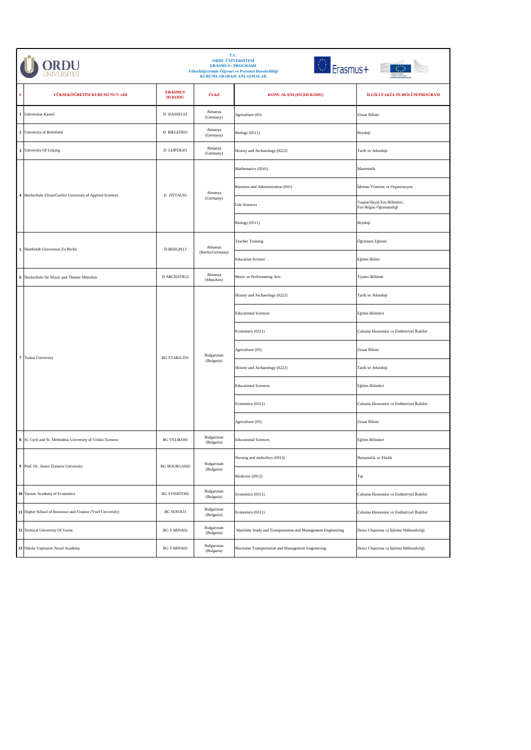**T.C.**
**ORDU ÜNİVERSİTESİ**
**ERASMUS+ PROGRAMI**
**Yükseköğretimde Öğrenci ve Personel Hareketliliği**
**KURUMLARARASI ANLAŞMALAR**

| # | YÜKSEKÖĞRETİM KURUMUNUN ADI | ERASMUS ID KODU | ÜLKE | KONU ALANI (ISCED KODU) | İLGİLİ FAKÜLTE/BÖLÜM/PROGRAM |
|---|---|---|---|---|---|
| 1 | Universitat Kassel | D KASSEL01 | Almanya (Germany) | Agriculture (05) | Ziraat Bilimi |
| 2 | University of Bielefield | D BIELEFE01 | Almanya (Germany) | Biology (0511) | Biyoloji |
| 3 | University Of Leipzig | D LEIPZIG01 | Almanya (Germany) | History and Archaeology (0222) | Tarih ve Arkeoloji |
| 4 | Hochschule Zittau/Gorlitz University of Applied Sciences | D ZITTAU01 | Almanya (Germany) | Mathematics (0541) | Matematik |
| | | | | Business and Administration (041) | İşletme/Yönetim ve Organizasyon |
| | | | | Life Sciences | Yaşam/Hayat/Fen Bilimleri, Fen Bilgisi Öğretmenliği |
| | | | | Biology (0511) | Biyoloji |
| 5 | Humboldt-Universitat Zu Berlin | D BERLIN13 | Almanya (Berlin/Germany) | Teacher Training | Öğretmen Eğitimi |
| | | | | Education Science | Eğitim Bilimi |
| 6 | Hochschule für Music and Theater München | D ARCISSTR12 | Almanya (München) | Music ve Performating Arts | Tiyatro Bölümü |
| 7 | Trakia University | BG STARA-Z01 | Bulgaristan (Bulgaria) | History and Archaeology (0222) | Tarih ve Arkeoloji |
| | | | | Educational Sciences | Eğitim Bilimleri |
| | | | | Economics (0311) | Çalışma Ekonomisi ve Endüstriyel İlişkiler |
| | | | | Agriculture (05) | Ziraat Bilimi |
| | | | | History and Archaeology (0222) | Tarih ve Arkeoloji |
| | | | | Educational Sciences | Eğitim Bilimleri |
| | | | | Economics (0311) | Çalışma Ekonomisi ve Endüstriyel İlişkiler |
| | | | | Agriculture (05) | Ziraat Bilimi |
| 8 | St. Cyril and St. Methodius University of Veliko Turnovo | BG VELIKO01 | Bulgaristan (Bulgaria) | Educational Sciences | Eğitim Bilimleri |
| 9 | Prof. Dr. Assen Zlatarov University | BG BOURGAS02 | Bulgaristan (Bulgaria) | Nursing and midwifery (0913) | Hemşirelik ve Ebelik |
| | | | | Medicine (0912) | Tıp |
| 10 | Tsenov Academy of Economics | BG SVISHTO02 | Bulgaristan (Bulgaria) | Economics (0311) | Çalışma Ekonomisi ve Endüstriyel İlişkiler |
| 11 | Higher School of İnsurance and Finance (Vuzf University) | BG SOFIA31 | Bulgaristan (Bulgaria) | Economics (0311) | Çalışma Ekonomisi ve Endüstriyel İlişkiler |
| 12 | Tecnical University Of Varna | BG VARNA02 | Bulgaristan (Bulgaria) | Maritime Study and Transportation and Manegement Engineering | Deniz Ulaştırma ve İşletme Mühendisliği |
| 13 | Nikola Vaptsarov Naval Academy | BG VARNA05 | Bulgaristan (Bulgaria) | Mariteme Transportation and Management Engineering | Deniz Ulaştırma ve İşletme Mühendisliği |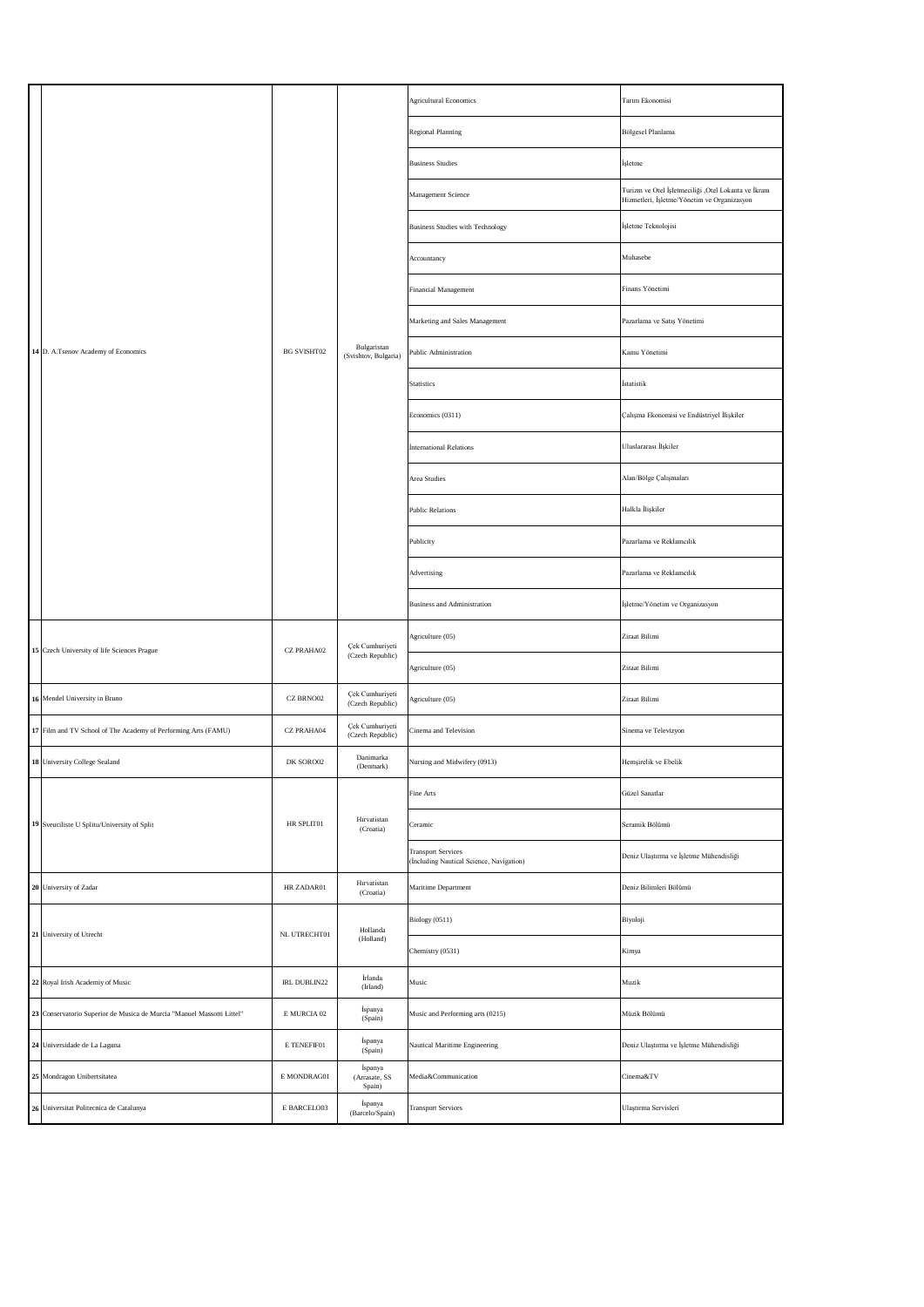| | | | | | |
|---|---|---|---|---|---|
| 14 | D. A.Tsenov Academy of Economics | BG SVISHT02 | Bulgaristan (Svishtov, Bulgaria) | Agricultural Economics | Tarım Ekonomisi |
| | | | | Regional Planning | Bölgesel Planlama |
| | | | | Business Studies | İşletme |
| | | | | Management Science | Turizm ve Otel İşletmeciliği ,Otel Lokanta ve İkram Hizmetleri, İşletme/Yönetim ve Organizasyon |
| | | | | Business Studies with Technology | İşletme Teknolojisi |
| | | | | Accountancy | Muhasebe |
| | | | | Financial Management | Finans Yönetimi |
| | | | | Marketing and Sales Management | Pazarlama ve Satış Yönetimi |
| | | | | Public Administration | Kamu Yönetimi |
| | | | | Statistics | İstatistik |
| | | | | Economics (0311) | Çalışma Ekonomisi ve Endüstriyel İlişkiler |
| | | | | International Relations | Uluslararası İlişkiler |
| | | | | Area Studies | Alan/Bölge Çalışmaları |
| | | | | Public Relations | Halkla İlişkiler |
| | | | | Publicity | Pazarlama ve Reklamcılık |
| | | | | Advertising | Pazarlama ve Reklamcılık |
| | | | | Business and Administration | İşletme/Yönetim ve Organizasyon |
| 15 | Czech University of life Sciences Prague | CZ PRAHA02 | Çek Cumhuriyeti (Czech Republic) | Agriculture (05) | Ziraat Bilimi |
| | | | | Agriculture (05) | Ziraat Bilimi |
| 16 | Mendel University in Bruno | CZ BRNO02 | Çek Cumhuriyeti (Czech Republic) | Agriculture (05) | Ziraat Bilimi |
| 17 | Film and TV School of The Academy of Performing Arts (FAMU) | CZ PRAHA04 | Çek Cumhuriyeti (Czech Republic) | Cinema and Television | Sinema ve Televizyon |
| 18 | University College Sealand | DK SORO02 | Danimarka (Denmark) | Nursing and Midwifery (0913) | Hemşirelik ve Ebelik |
| 19 | Sveuciliste U Splitu/University of Split | HR SPLIT01 | Hırvatistan (Croatia) | Fine Arts | Güzel Sanatlar |
| | | | | Ceramic | Seramik Bölümü |
| | | | | Transport Services (Including Nautical Science, Navigation) | Deniz Ulaştırma ve İşletme Mühendisliği |
| 20 | University of Zadar | HR ZADAR01 | Hırvatistan (Croatia) | Maritime Department | Deniz Bilimleri Bölümü |
| 21 | University of Utrecht | NL UTRECHT01 | Hollanda (Holland) | Biology (0511) | Biyoloji |
| | | | | Chemistry (0531) | Kimya |
| 22 | Royal Irish Academiy of Music | IRL DUBLIN22 | İrlanda (Irland) | Music | Muzik |
| 23 | Conservatorio Superior de Musica de Murcia "Manuel Massotti Littel" | E MURCIA 02 | İspanya (Spain) | Music and Performing arts (0215) | Müzik Bölümü |
| 24 | Universidade de La Laguna | E TENEFIF01 | İspanya (Spain) | Nautical Maritime Engineering | Deniz Ulaştırma ve İşletme Mühendisliği |
| 25 | Mondragon Unibertsitatea | E MONDRAG01 | İspanya (Arrasate, SS Spain) | Media&Communication | Cinema&TV |
| 26 | Universitat Politecnica de Catalunya | E BARCELO03 | İspanya (Barcelo/Spain) | Transport Services | Ulaştırma Servisleri |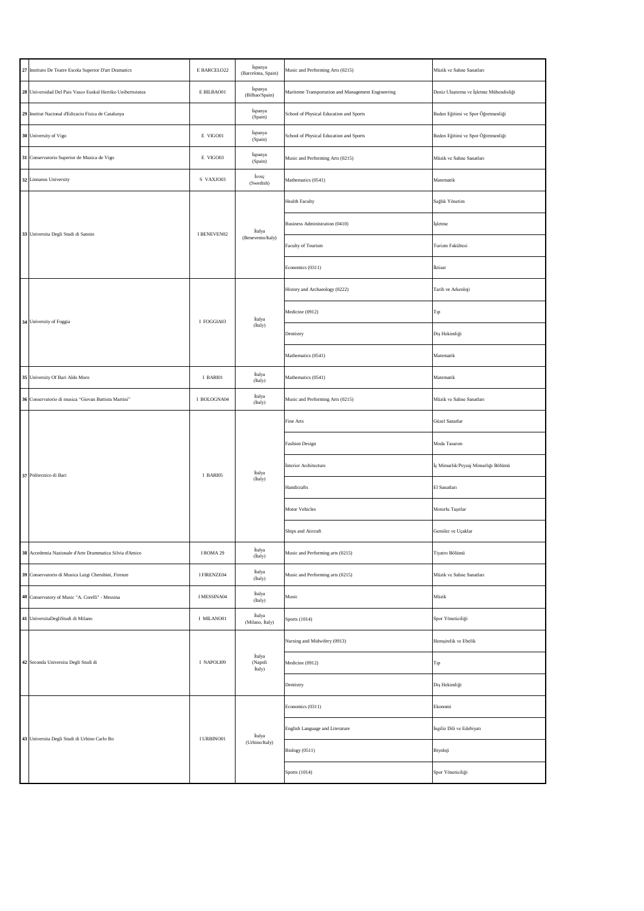| | | | | | |
|---|---|---|---|---|---|
| **27** | Instituto De Teatre Escola Superior D'art Dramatics | E BARCELO22 | İspanya (Barcelona, Spain) | Music and Performing Arts (0215) | Müzik ve Sahne Sanatları |
| **28** | Universidad Del Pais Vasco Euskal Herriko Unibertsıtatea | E BILBAO01 | İspanya (Bilbao/Spain) | Maritime Transportation and Management Engineering | Deniz Ulaştırma ve İşletme Mühendisliği |
| **29** | Institut Nacional d'Edicacio Fisica de Catalunya | | İspanya (Spain) | School of Physical Education and Sports | Beden Eğitimi ve Spor Öğretmenliği |
| **30** | University of Vigo | E VIGO01 | İspanya (Spain) | School of Physical Education and Sports | Beden Eğitimi ve Spor Öğretmenliği |
| **31** | Conservatorio Superior de Musica de Vigo | E VIGO03 | İspanya (Spain) | Music and Performing Arts (0215) | Müzik ve Sahne Sanatları |
| **32** | Linnaeus University | S VAXJO03 | İsveç (Swedish) | Mathematics (0541) | Matematik |
| **33** | Universita Degli Studi di Sannio | I BENEVEN02 | İtalya (Benevento/Italy) | Health Faculty | Sağlık Yönetim |
| | | | | Business Administration (0410) | İşletme |
| | | | | Faculty of Tourism | Turizm Fakültesi |
| | | | | Economics (0311) | İktisat |
| **34** | University of Foggia | I FOGGIA03 | İtalya (İtaly) | History and Archaeology (0222) | Tarih ve Arkeoloji |
| | | | | Medicine (0912) | Tıp |
| | | | | Dentistry | Diş Hekimliği |
| | | | | Mathematics (0541) | Matematik |
| **35** | University Of Bari Aldo Moro | I BARI01 | İtalya (İtaly) | Mathematics (0541) | Matematik |
| **36** | Conservatorio di musica "Giovan Battista Martini" | I BOLOGNA04 | İtalya (İtaly) | Music and Performing Arts (0215) | Müzik ve Sahne Sanatları |
| **37** | Politecnico di Bari | I BARI05 | İtalya (İtaly) | Fine Arts | Güzel Sanatlar |
| | | | | Fashion Design | Moda Tasarım |
| | | | | İnterior Architecture | İç Mimarlık/Peyzaj Mimarlığı Bölümü |
| | | | | Handicrafts | El Sanatları |
| | | | | Motor Vehicles | Motorlu Taşıtlar |
| | | | | Ships and Aircraft | Gemiler ve Uçaklar |
| **38** | Accedemia Nazionale d'Arte Drammatica Silvia d'Amico | I ROMA 29 | İtalya (İtaly) | Music and Performing arts (0215) | Tiyatro Bölümü |
| **39** | Conservatorio di Musica Luigi Cherubini, Firenze | I FIRENZE04 | İtalya (İtaly) | Music and Performing arts (0215) | Müzik ve Sahne Sanatları |
| **40** | Conservatory of Music "A. Corelli" - Messina | I MESSINA04 | İtalya (İtaly) | Music | Müzik |
| **41** | UniversitaDegliStudi di Milano | I MILANO01 | İtalya (Milano, İtaly) | Sports (1014) | Spor Yöneticiliği |
| **42** | Seconda Universita Degli Studi di | I NAPOLI09 | İtalya (Napoli İtaly) | Nursing and Midwifery (0913) | Hemşirelik ve Ebelik |
| | | | | Medicine (0912) | Tıp |
| | | | | Dentistry | Diş Hekimliği |
| **43** | Universita Degli Studi di Urbino Carlo Bo | I URBINO01 | İtalya (Urbino/Italy) | Economics (0311) | Ekonomi |
| | | | | English Language and Literature | İngiliz Dili ve Edebiyatı |
| | | | | Biology (0511) | Biyoloji |
| | | | | Sports (1014) | Spor Yöneticiliği |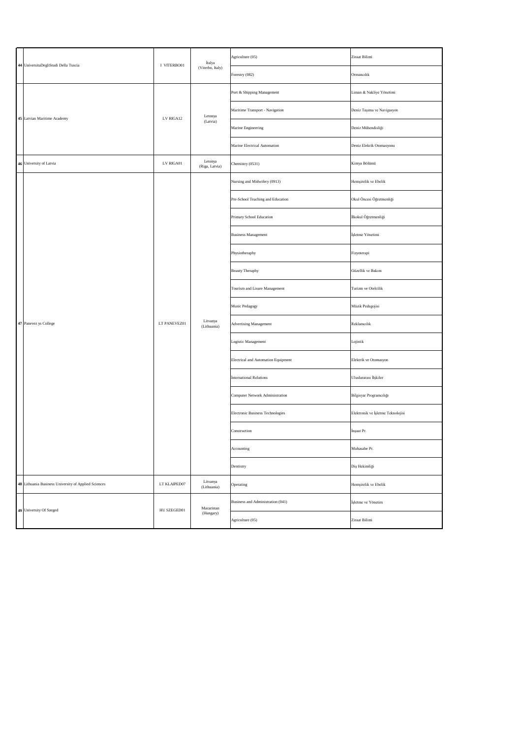| No | University | Code | Country | Field | Bölüm |
|---|---|---|---|---|---|
| 44 | UniversitaDegliStudi Della Tuscia | I VITERBO01 | İtalya (Viterbo, Italy) | Agriculture (05) | Ziraat Bilimi |
| | | | | Forestry (082) | Ormancılık |
| 45 | Latvian Maritime Academy | LV RIGA12 | Letonya (Latvia) | Port & Shipping Management | Liman & Nakliye Yönetimi |
| | | | | Maritime Transport - Navigation | Deniz Taşıma ve Navigasyon |
| | | | | Marine Engineering | Deniz Mühendisliği |
| | | | | Marine Electrical Automation | Deniz Elekrik Otomasyonu |
| 46 | University of Latvia | LV RIGA01 | Letonya (Riga, Latvia) | Chemistry (0531) | Kimya Bölümü |
| 47 | Panevez ys College | LT PANEVEZ01 | Litvanya (Lithuania) | Nursing and Midwifery (0913) | Hemşirelik ve Ebelik |
| | | | | Pre-School Teaching and Education | Okul Öncesi Öğretmenliği |
| | | | | Primary School Education | İlkokul Öğretmenliği |
| | | | | Business Management | İşletme Yönetimi |
| | | | | Physiotheraphy | Fizyoterapi |
| | | | | Beauty Theraphy | Güzellik ve Bakım |
| | | | | Tourism and Lisure Management | Turizm ve Otelcilik |
| | | | | Music Pedagogy | Müzik Pedagojisi |
| | | | | Advertising Management | Reklamcılık |
| | | | | Logistic Management | Lojistik |
| | | | | Electrical and Automation Equipment | Elektrik ve Otomasyon |
| | | | | İnternational Relations | Uluslararası İlişkiler |
| | | | | Computer Network Administration | Bilgisyar Programcılığı |
| | | | | Electronic Business Technologies | Elektronik ve İşletme Teknolojisi |
| | | | | Construction | İnşaat Pr. |
| | | | | Accounting | Muhasabe Pr. |
| | | | | Dentistry | Diş Hekimliği |
| 48 | Lithuania Business University of Applied Sciences | LT KLAIPED07 | Litvanya (Lithuania) | Operating | Hemşirelik ve Ebelik |
| 49 | University Of Szeged | HU SZEGED01 | Macaristan (Hungary) | Business and Administration (041) | İşletme ve Yönetim |
| | | | | Agriculture (05) | Ziraat Bilimi |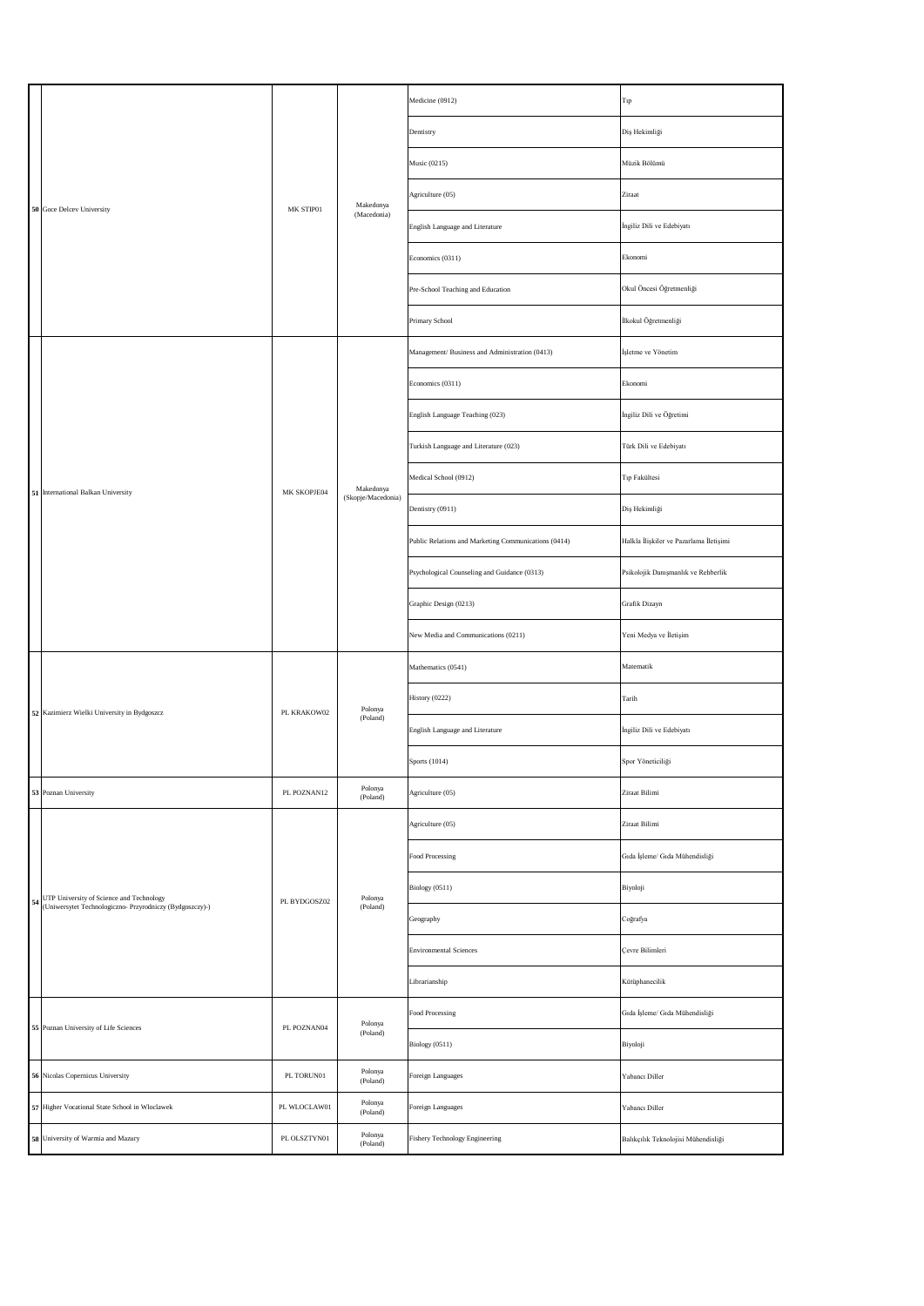| | | | | | |
|---|---|---|---|---|---|
| 50 | Goce Delcev University | MK STIP01 | Makedonya (Macedonia) | Medicine (0912) | Tıp |
| | | | | Dentistry | Diş Hekimliği |
| | | | | Music (0215) | Müzik Bölümü |
| | | | | Agriculture (05) | Ziraat |
| | | | | English Language and Literature | İngiliz Dili ve Edebiyatı |
| | | | | Economics (0311) | Ekonomi |
| | | | | Pre-School Teaching and Education | Okul Öncesi Öğretmenliği |
| | | | | Primary School | İlkokul Öğretmenliği |
| 51 | International Balkan University | MK SKOPJE04 | Makedonya (Skopje/Macedonia) | Management/ Business and Administration (0413) | İşletme ve Yönetim |
| | | | | Economics (0311) | Ekonomi |
| | | | | English Language Teaching (023) | İngiliz Dili ve Öğretimi |
| | | | | Turkish Language and Literature (023) | Türk Dili ve Edebiyatı |
| | | | | Medical School (0912) | Tıp Fakültesi |
| | | | | Dentistry (0911) | Diş Hekimliği |
| | | | | Public Relations and Marketing Communications (0414) | Halkla İlişkiler ve Pazarlama İletişimi |
| | | | | Psychological Counseling and Guidance (0313) | Psikolojik Danışmanlık ve Rehberlik |
| | | | | Graphic Design (0213) | Grafik Dizayn |
| | | | | New Media and Communications (0211) | Yeni Medya ve İletişim |
| 52 | Kazimierz Wielki University in Bydgoszcz | PL KRAKOW02 | Polonya (Poland) | Mathematics (0541) | Matematik |
| | | | | History (0222) | Tarih |
| | | | | English Language and Literature | İngiliz Dili ve Edebiyatı |
| | | | | Sports (1014) | Spor Yöneticiliği |
| 53 | Poznan University | PL POZNAN12 | Polonya (Poland) | Agriculture (05) | Ziraat Bilimi |
| 54 | UTP University of Science and Technology (Uniwersytet Technologiczno- Przyrodniczy (Bydgoszczy)-) | PL BYDGOSZ02 | Polonya (Poland) | Agriculture (05) | Ziraat Bilimi |
| | | | | Food Processing | Gıda İşleme/ Gıda Mühendisliği |
| | | | | Biology (0511) | Biyoloji |
| | | | | Geography | Coğrafya |
| | | | | Environmental Sciences | Çevre Bilimleri |
| | | | | Librarianship | Kütüphanecilik |
| 55 | Poznan University of Life Sciences | PL POZNAN04 | Polonya (Poland) | Food Processing | Gıda İşleme/ Gıda Mühendisliği |
| | | | | Biology (0511) | Biyoloji |
| 56 | Nicolas Copernicus University | PL TORUN01 | Polonya (Poland) | Foreign Languages | Yabancı Diller |
| 57 | Higher Vocational State School in Wloclawek | PL WLOCLAW01 | Polonya (Poland) | Foreign Languages | Yabancı Diller |
| 58 | University of Warmia and Mazury | PL OLSZTYN01 | Polonya (Poland) | Fishery Technology Engineering | Balıkçılık Teknolojisi Mühendisliği |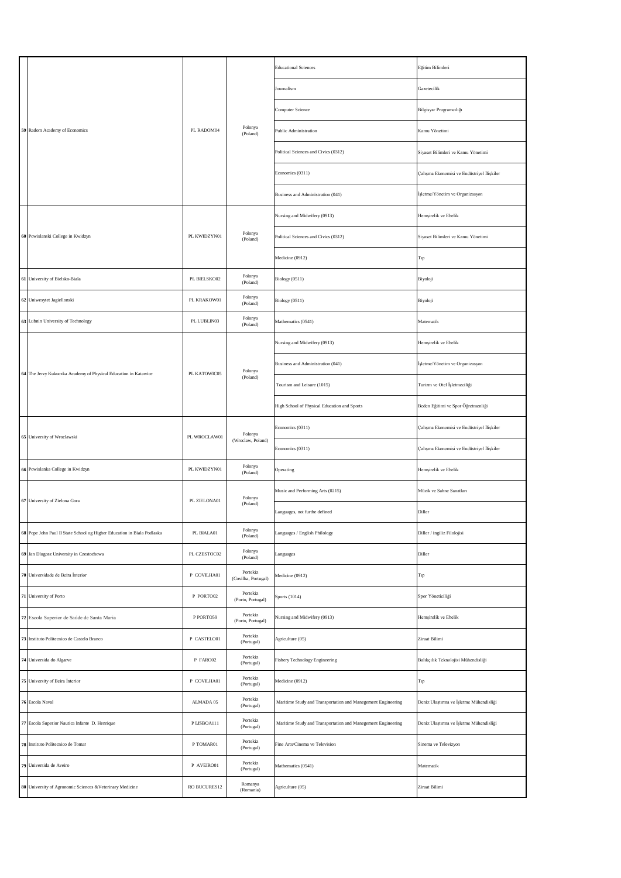| | | | | | |
|---|---|---|---|---|---|
| 59 | Radom Academy of Economics | PL RADOM04 | Polonya (Poland) | Educational Sciences | Eğitim Bilimleri |
| | | | | Journalism | Gazetecilik |
| | | | | Computer Science | Bilgisyar Programcılığı |
| | | | | Public Administration | Kamu Yönetimi |
| | | | | Political Sciences and Civics (0312) | Siyaset Bilimleri ve Kamu Yönetimi |
| | | | | Economics (0311) | Çalışma Ekonomisi ve Endüstriyel İlişkiler |
| | | | | Business and Administration (041) | İşletme/Yönetim ve Organizasyon |
| 60 | Powislanski College in Kwidzyn | PL KWIDZYN01 | Polonya (Poland) | Nursing and Midwifery (0913) | Hemşirelik ve Ebelik |
| | | | | Political Sciences and Civics (0312) | Siyaset Bilimleri ve Kamu Yönetimi |
| | | | | Medicine (0912) | Tıp |
| 61 | University of Bielsko-Biala | PL BIELSKO02 | Polonya (Poland) | Biology (0511) | Biyoloji |
| 62 | Uniwesytet Jagiellonski | PL KRAKOW01 | Polonya (Poland) | Biology (0511) | Biyoloji |
| 63 | Lubnin University of Technology | PL LUBLIN03 | Polonya (Poland) | Mathematics (0541) | Matematik |
| 64 | The Jerzy Kukuczka Academy of Physical Education in Katawice | PL KATOWIC05 | Polonya (Poland) | Nursing and Midwifery (0913) | Hemşirelik ve Ebelik |
| | | | | Business and Administration (041) | İşletme/Yönetim ve Organizasyon |
| | | | | Tourism and Leisure (1015) | Turizm ve Otel İşletmeciliği |
| | | | | High School of Physical Education and Sports | Beden Eğitimi ve Spor Öğretmenliği |
| 65 | University of Wroclawski | PL WROCLAW01 | Polonya (Wroclaw, Poland) | Economics (0311) | Çalışma Ekonomisi ve Endüstriyel İlişkiler |
| | | | | Economics (0311) | Çalışma Ekonomisi ve Endüstriyel İlişkiler |
| 66 | Powislanka College in Kwidzyn | PL KWIDZYN01 | Polonya (Poland) | Operating | Hemşirelik ve Ebelik |
| 67 | University of Zielona Gora | PL ZIELONA01 | Polonya (Poland) | Music and Performing Arts (0215) | Müzik ve Sahne Sanatları |
| | | | | Languages, not furthe defined | Diller |
| 68 | Pope John Paul II State School og Higher Education in Biala Podlaska | PL BIALA01 | Polonya (Poland) | Languages / English Philology | Diller / ingiliz Filolojisi |
| 69 | Jan Dlugosz University in Czestochowa | PL CZESTOC02 | Polonya (Poland) | Languages | Diller |
| 70 | Universidade de Beira İnterior | P COVILHA01 | Portekiz (Covilha, Portugal) | Medicine (0912) | Tıp |
| 71 | University of Porto | P PORTO02 | Portekiz (Porto, Portugal) | Sports (1014) | Spor Yöneticiliği |
| 72 | Escola Superior de Saúde de Santa Maria | P PORTO59 | Portekiz (Porto, Portugal) | Nursing and Midwifery (0913) | Hemşirelik ve Ebelik |
| 73 | Instituto Politecnico de Castelo Branco | P CASTELO01 | Portekiz (Portugal) | Agriculture (05) | Ziraat Bilimi |
| 74 | Universida do Algarve | P FARO02 | Portekiz (Portugal) | Fishery Technology Engineering | Balıkçılık Teknolojisi Mühendisliği |
| 75 | University of Beira İnterior | P COVILHA01 | Portekiz (Portugal) | Medicine (0912) | Tıp |
| 76 | Escola Naval | ALMADA 05 | Portekiz (Portugal) | Maritime Study and Transportation and Manegement Engineering | Deniz Ulaştırma ve İşletme Mühendisliği |
| 77 | Escola Superior Nautica Infante D. Henrique | P LISBOA111 | Portekiz (Portugal) | Maritime Study and Transportation and Manegement Engineering | Deniz Ulaştırma ve İşletme Mühendisliği |
| 78 | Instituto Politecnico de Tomar | P TOMAR01 | Portekiz (Portugal) | Fine Arts/Cinema ve Television | Sinema ve Televizyon |
| 79 | Universida de Aveiro | P AVEIRO01 | Portekiz (Portugal) | Mathematics (0541) | Matematik |
| 80 | University of Agronomic Sciences &Veterinary Medicine | RO BUCURES12 | Romanya (Romania) | Agriculture (05) | Ziraat Bilimi |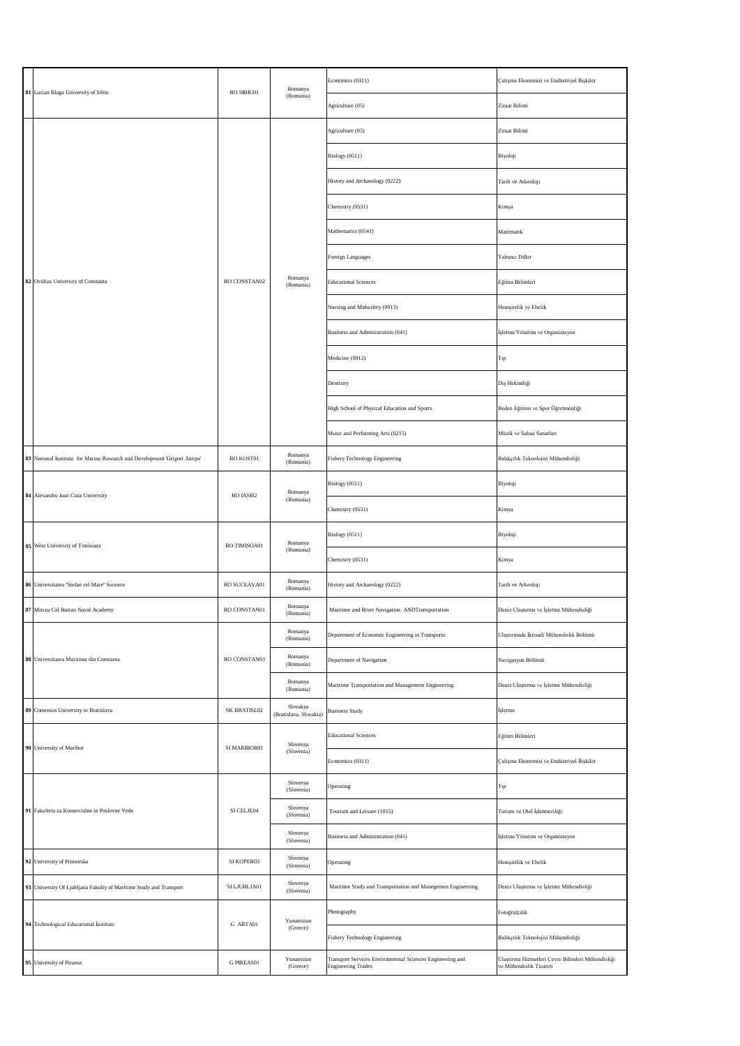| | | | | | |
|---|---|---|---|---|---|
| 81 | Lucian Blaga University of Sibiu | RO SIBIU01 | Romanya (Romania) | Economics (0311) | Çalışma Ekonomisi ve Endüstriyel İlişkiler |
| | | | | Agriculture (05) | Ziraat Bilimi |
| 82 | Ovidius University of Constanta | RO CONSTAN02 | Romanya (Romania) | Agriculture (05) | Ziraat Bilimi |
| | | | | Biology (0511) | Biyoloji |
| | | | | History and Archaeology (0222) | Tarih ve Arkeoloji |
| | | | | Chemistry (0531) | Kimya |
| | | | | Mathematics (0541) | Matematik |
| | | | | Foreign Languages | Yabancı Diller |
| | | | | Educational Sciences | Eğitim Bilimleri |
| | | | | Nursing and Midwifery (0913) | Hemşirelik ve Ebelik |
| | | | | Business and Administration (041) | İşletme/Yönetim ve Organizasyon |
| | | | | Medicine (0912) | Tıp |
| | | | | Dentistry | Diş Hekimliği |
| | | | | High School of Physical Education and Sports | Beden Eğitimi ve Spor Öğretmenliği |
| | | | | Music and Performing Arts (0215) | Müzik ve Sahne Sanatları |
| 83 | National İnstitute for Marine Research and Development 'Grigori Antipa' | RO KOST01 | Romanya (Romania) | Fishery Technology Engineering | Balıkçılık Teknolojisi Mühendisliği |
| 84 | Alexandru Ioan Cuza University | RO IASI02 | Romanya (Romania) | Biology (0511) | Biyoloji |
| | | | | Chemistry (0531) | Kimya |
| 85 | West University of Timisoara | RO TIMISOA01 | Romanya (Romania) | Biology (0511) | Biyoloji |
| | | | | Chemistry (0531) | Kimya |
| 86 | Universitatea "Stefan cel Mare" Suceave | RO SUCEAVA01 | Romanya (Romania) | History and Archaeology (0222) | Tarih ve Arkeoloji |
| 87 | Mircea Cel Batran Naval Academy | RO CONSTAN01 | Romanya (Romania) | Maritime and River Navigation ANDTransportation | Deniz Ulaştırma ve İşletme Mühendisliği |
| 88 | Universitatea Maritima din Constanta | RO CONSTAN03 | Romanya (Romania) | Department of Economic Engineering in Transports | Ulaştırmada İktisadi Mühendislik Bölümü |
| | | | Romanya (Romania) | Department of Navigation | Navigasyon Bölümü |
| | | | Romanya (Romania) | Maritime Transportation and Management Engineering | Deniz Ulaştırma ve İşletme Mühendisliği |
| 89 | Comenius University in Bratislava | SK BRATISL02 | Slovakya (Bratislava, Slovakia) | Business Study | İşletme |
| 90 | University of Maribor | SI MARIBOR01 | Slovenya (Slovenia) | Educational Sciences | Eğitim Bilimleri |
| | | | | Economics (0311) | Çalışma Ekonomisi ve Endüstriyel İlişkiler |
| 91 | Fakulteta za Komercialne in Poslovne Vede | SI CELJE04 | Slovenya (Slovenia) | Operating | Tıp |
| | | | Slovenya (Slovenia) | Tourism and Leisure (1015) | Turizm ve Otel İşletmeciliği |
| | | | Slovenya (Slovenia) | Business and Administration (041) | İşletme/Yönetim ve Organizasyon |
| 92 | University of Primorska | SI KOPER03 | Slovenya (Slovenia) | Operating | Hemşirelik ve Ebelik |
| 93 | University Of Ljubljana Fakulty of Maritime Study and Transport | SI LJUBLJA01 | Slovenya (Slovenia) | Maritime Study and Transportation and Manegemen Engineering | Deniz Ulaştırma ve İşletme Mühendisliği |
| 94 | Technological Educational İnstitute | G ARTA01 | Yunanistan (Greece) | Photography | Fotoğrafçılık |
| | | | | Fishery Technology Engineering | Balıkçılık Teknolojisi Mühendisliği |
| 95 | University of Piraeus | G PIREAS01 | Yunanistan (Greece) | Transport Services Environmental Sciences Engineering and Engineering Trades | Ulaştırma Hizmetleri Çevre Bilimleri Mühendisliği ve Mühendislik Ticareti |